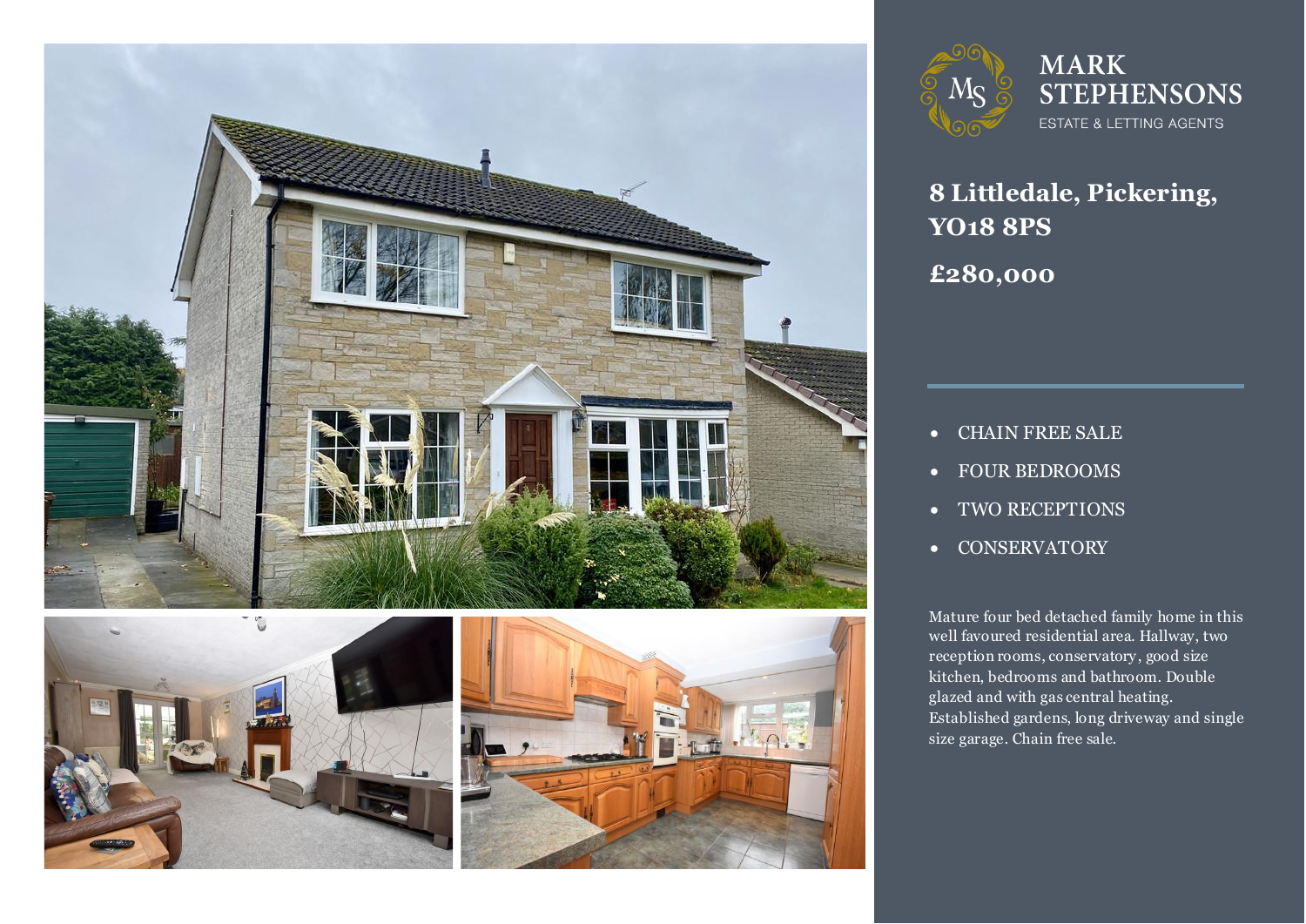MARK STEPHENSONS

ESTATE & LETTING AGENTS

# 8 Littledale, Pickering, YO18 8PS

## £280,000

- CHAIN FREE SALE
- FOUR BEDROOMS
- TWO RECEPTIONS
- CONSERVATORY

Mature four bed detached family home in this well favoured residential area. Hallway, two reception rooms, conservatory, good size kitchen, bedrooms and bathroom. Double glazed and with gas central heating. Established gardens, long driveway and single size garage. Chain free sale.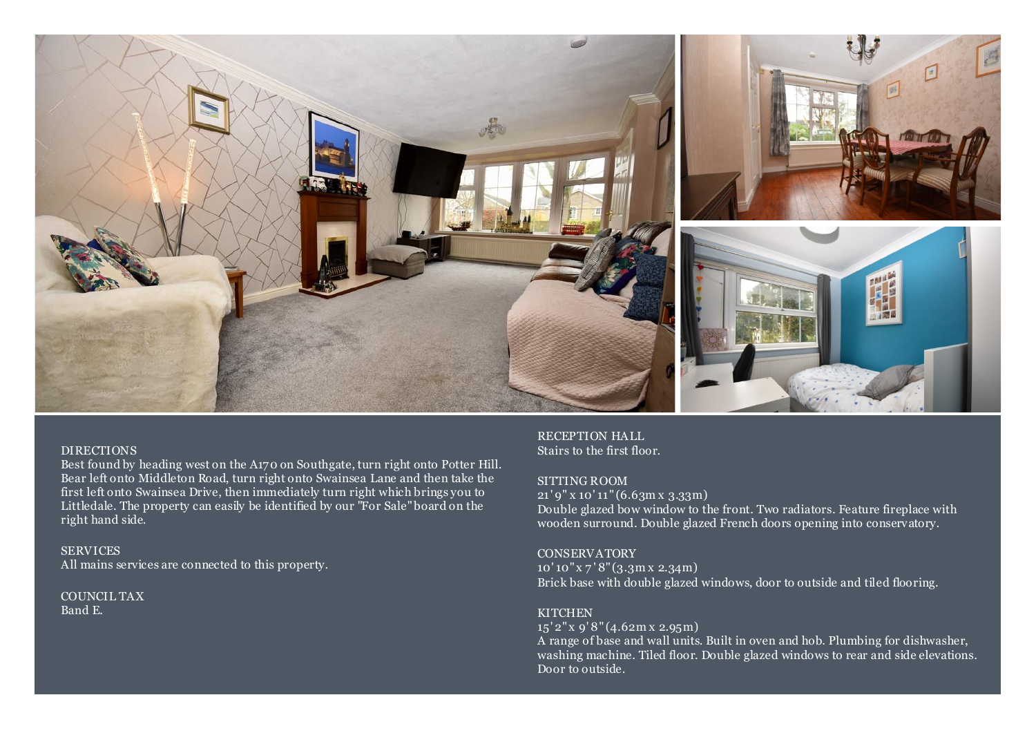## DIRECTIONS

Best found by heading west on the A170 on Southgate, turn right onto Potter Hill. Bear left onto Middleton Road, turn right onto Swainsea Lane and then take the first left onto Swainsea Drive, then immediately turn right which brings you to Littledale. The property can easily be identified by our "For Sale" board on the right hand side.

## SERVICES

All mains services are connected to this property.

## COUNCIL TAX

Band E.

## RECEPTION HALL

Stairs to the first floor.

## SITTING ROOM

21'9" x 10'11" (6.63m x 3.33m)

Double glazed bow window to the front. Two radiators. Feature fireplace with wooden surround. Double glazed French doors opening into conservatory.

## CONSERVATORY

10'10" x 7'8" (3.3m x 2.34m)

Brick base with double glazed windows, door to outside and tiled flooring.

## KITCHEN

15'2" x 9'8" (4.62m x 2.95m)

A range of base and wall units. Built in oven and hob. Plumbing for dishwasher, washing machine. Tiled floor. Double glazed windows to rear and side elevations. Door to outside.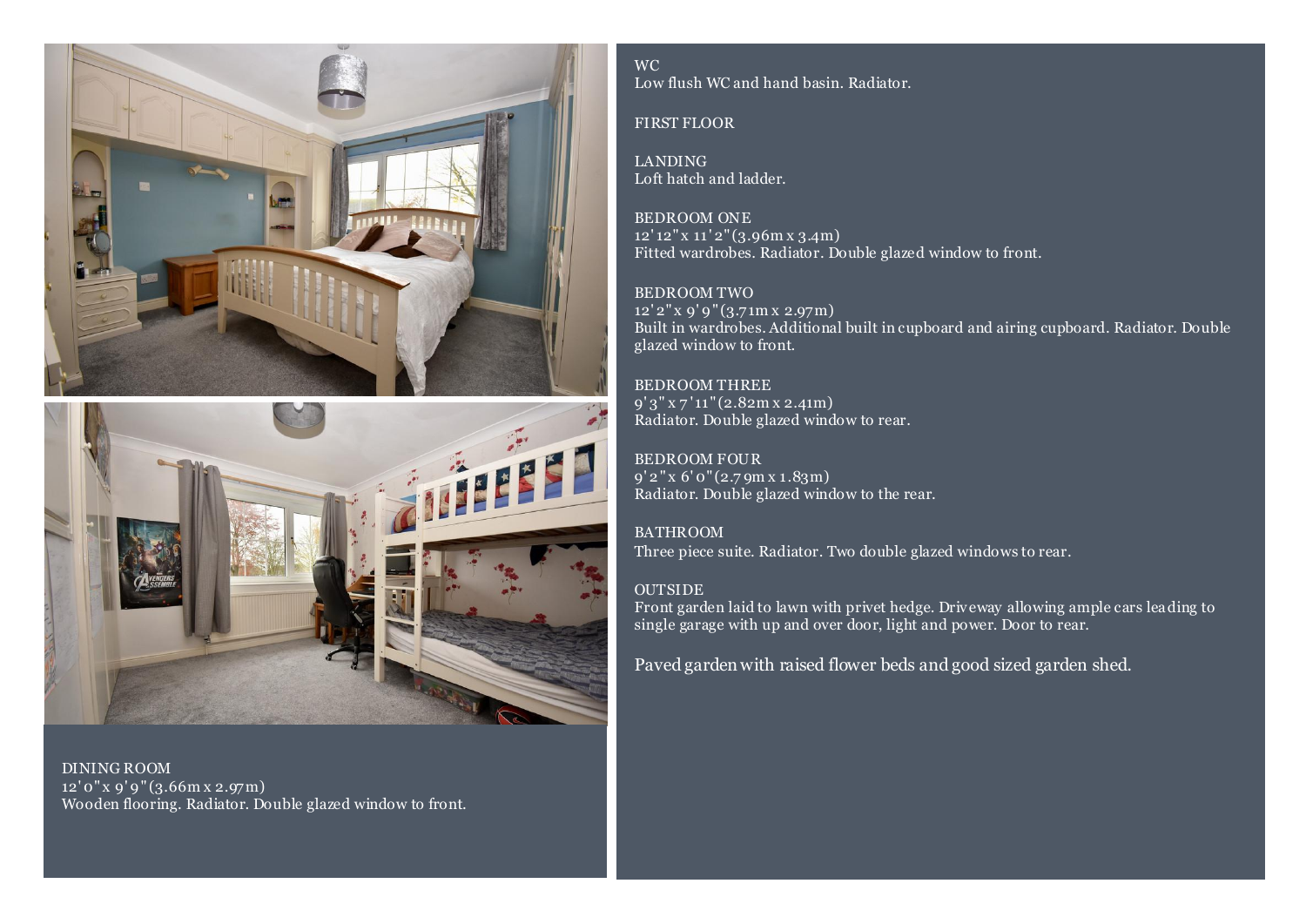WC
Low flush WC and hand basin. Radiator.

FIRST FLOOR

LANDING
Loft hatch and ladder.

BEDROOM ONE
12'12" x 11'2" (3.96m x 3.4m)
Fitted wardrobes. Radiator. Double glazed window to front.

BEDROOM TWO
12'2" x 9'9" (3.71m x 2.97m)
Built in wardrobes. Additional built in cupboard and airing cupboard. Radiator. Double glazed window to front.

BEDROOM THREE
9'3" x 7'11" (2.82m x 2.41m)
Radiator. Double glazed window to rear.

BEDROOM FOUR
9'2" x 6'0" (2.79m x 1.83m)
Radiator. Double glazed window to the rear.

BATHROOM
Three piece suite. Radiator. Two double glazed windows to rear.

OUTSIDE
Front garden laid to lawn with privet hedge. Driveway allowing ample cars leading to single garage with up and over door, light and power. Door to rear.

Paved garden with raised flower beds and good sized garden shed.

DINING ROOM
12'0" x 9'9" (3.66m x 2.97m)
Wooden flooring. Radiator. Double glazed window to front.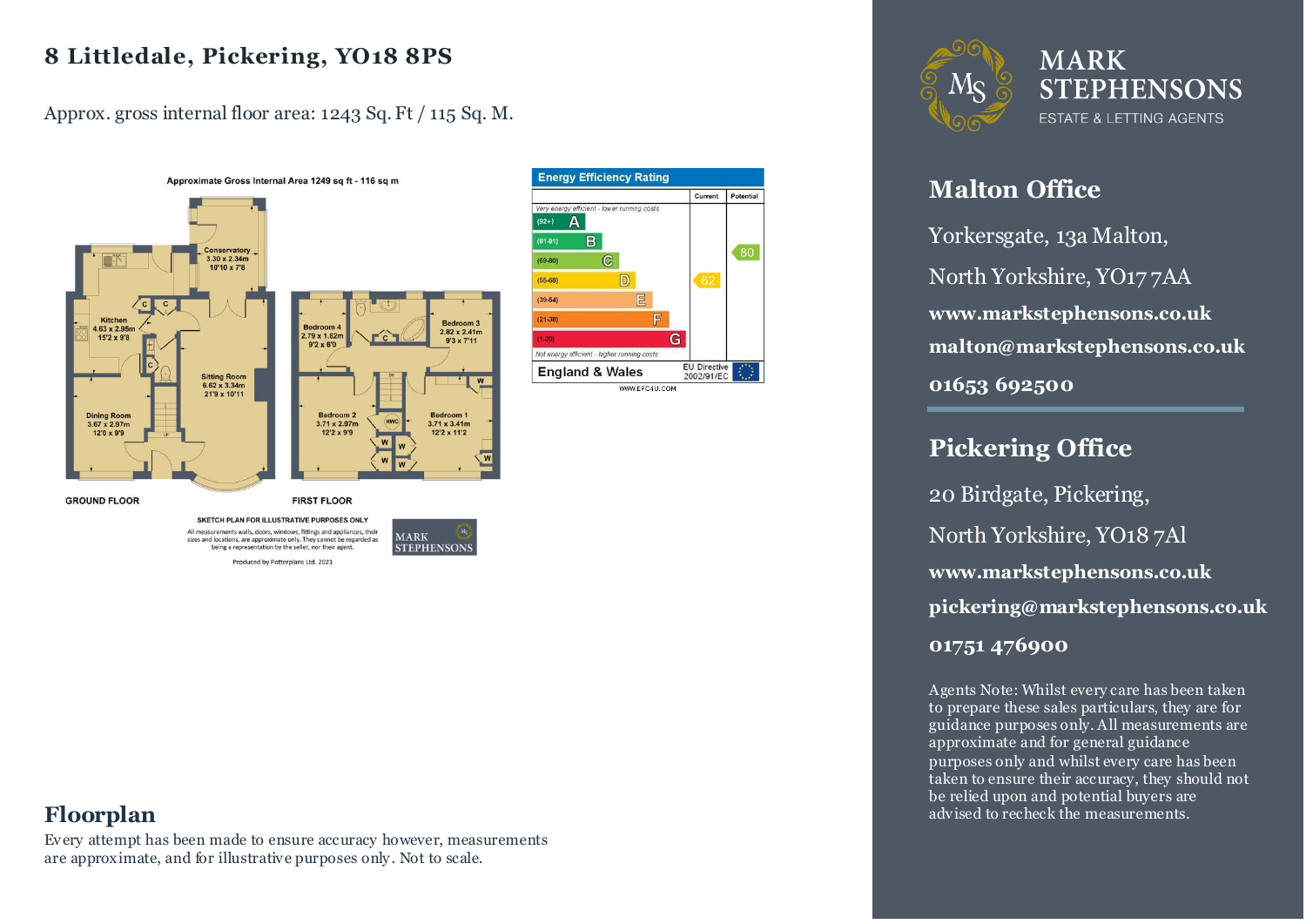# 8 Littledale, Pickering, YO18 8PS

Approx. gross internal floor area: 1243 Sq. Ft / 115 Sq. M.

Approximate Gross Internal Area 1249 sq ft - 116 sq m

Conservatory
3.30 x 2.34m
10'10 x 7'8

Kitchen
4.63 x 2.95m
15'2 x 9'8

Sitting Room
6.62 x 3.34m
21'9 x 10'11

Dining Room
3.67 x 2.97m
12'0 x 9'9

GROUND FLOOR

Bedroom 4
2.79 x 1.82m
9'2 x 6'0

Bedroom 3
2.82 x 2.41m
9'3 x 7'11

Bedroom 2
3.71 x 2.97m
12'2 x 9'9

Bedroom 1
3.71 x 3.41m
12'2 x 11'2

FIRST FLOOR

SKETCH PLAN FOR ILLUSTRATIVE PURPOSES ONLY

All measurements walls, doors, windows, fittings and appliances, their sizes and locations, are approximate only. They cannot be regarded as being a representation by the seller, nor their agent.

Produced by Potterplans Ltd. 2021

MARK STEPHENSONS

Energy Efficiency Rating

Current
Potential

Very energy efficient - lower running costs

(92+) A
(81-91) B
(69-80) C
(55-68) D
(39-54) E
(21-38) F
(1-20) G

Not energy efficient - higher running costs

62
80

England & Wales
EU Directive 2002/91/EC

WWW.EPC4U.COM

## Floorplan

Every attempt has been made to ensure accuracy however, measurements are approximate, and for illustrative purposes only. Not to scale.

MARK STEPHENSONS
ESTATE & LETTING AGENTS

## Malton Office

Yorkersgate, 13a Malton,

North Yorkshire, YO17 7AA

**www.markstephensons.co.uk**

**malton@markstephensons.co.uk**

**01653 692500**

## Pickering Office

20 Birdgate, Pickering,

North Yorkshire, YO18 7Al

**www.markstephensons.co.uk**

**pickering@markstephensons.co.uk**

**01751 476900**

Agents Note: Whilst every care has been taken to prepare these sales particulars, they are for guidance purposes only. All measurements are approximate and for general guidance purposes only and whilst every care has been taken to ensure their accuracy, they should not be relied upon and potential buyers are advised to recheck the measurements.